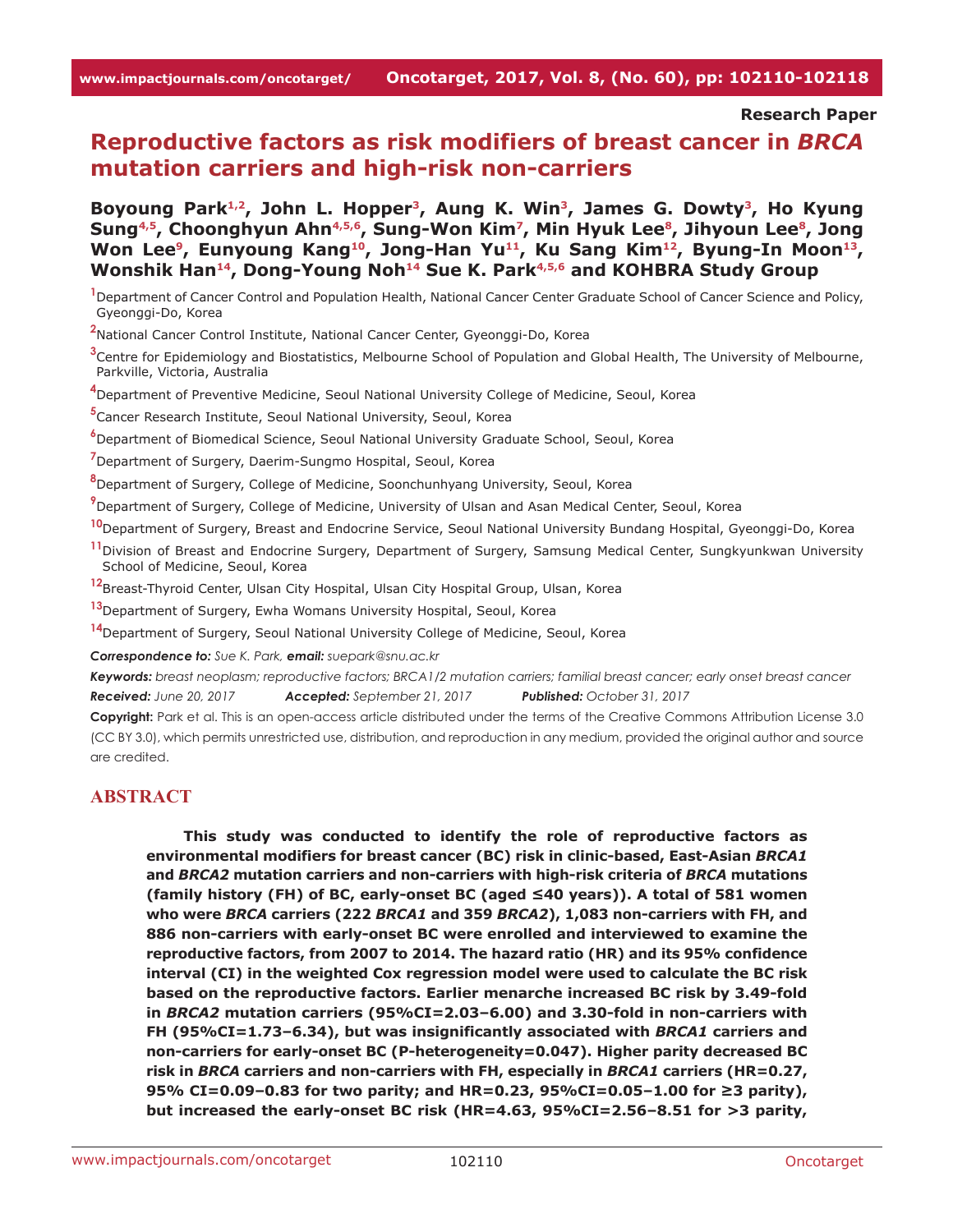**Research Paper**

# Reproductive factors as risk modifiers of breast cancer in *BRCA* mutation carriers and high-risk non-carriers

**Boyoung Park[1,2], John L. Hopper[3], Aung K. Win[3], James G. Dowty[3], Ho Kyung Sung[4,5], Choonghyun Ahn[4,5,6], Sung-Won Kim[7], Min Hyuk Lee[8], Jihyoun Lee[8], Jong Won Lee[9], Eunyoung Kang[10], Jong-Han Yu[11], Ku Sang Kim[12], Byung-In Moon[13], Wonshik Han[14], Dong-Young Noh[14] Sue K. Park[4,5,6] and KOHBRA Study Group**

[1]Department of Cancer Control and Population Health, National Cancer Center Graduate School of Cancer Science and Policy, Gyeonggi-Do, Korea

[2]National Cancer Control Institute, National Cancer Center, Gyeonggi-Do, Korea

[3]Centre for Epidemiology and Biostatistics, Melbourne School of Population and Global Health, The University of Melbourne, Parkville, Victoria, Australia

[4]Department of Preventive Medicine, Seoul National University College of Medicine, Seoul, Korea

[5]Cancer Research Institute, Seoul National University, Seoul, Korea

[6]Department of Biomedical Science, Seoul National University Graduate School, Seoul, Korea

[7]Department of Surgery, Daerim-Sungmo Hospital, Seoul, Korea

[8]Department of Surgery, College of Medicine, Soonchunhyang University, Seoul, Korea

[9]Department of Surgery, College of Medicine, University of Ulsan and Asan Medical Center, Seoul, Korea

[10]Department of Surgery, Breast and Endocrine Service, Seoul National University Bundang Hospital, Gyeonggi-Do, Korea

[11]Division of Breast and Endocrine Surgery, Department of Surgery, Samsung Medical Center, Sungkyunkwan University School of Medicine, Seoul, Korea

[12]Breast-Thyroid Center, Ulsan City Hospital, Ulsan City Hospital Group, Ulsan, Korea

[13]Department of Surgery, Ewha Womans University Hospital, Seoul, Korea

[14]Department of Surgery, Seoul National University College of Medicine, Seoul, Korea

***Correspondence to:*** *Sue K. Park,* ***email:*** *suepark@snu.ac.kr*

***Keywords:*** *breast neoplasm; reproductive factors; BRCA1/2 mutation carriers; familial breast cancer; early onset breast cancer*

***Received:*** *June 20, 2017* ***Accepted:*** *September 21, 2017* ***Published:*** *October 31, 2017*

**Copyright:** Park et al. This is an open-access article distributed under the terms of the Creative Commons Attribution License 3.0 (CC BY 3.0), which permits unrestricted use, distribution, and reproduction in any medium, provided the original author and source are credited.

## ABSTRACT

**This study was conducted to identify the role of reproductive factors as environmental modifiers for breast cancer (BC) risk in clinic-based, East-Asian *BRCA1* and *BRCA2* mutation carriers and non-carriers with high-risk criteria of *BRCA* mutations (family history (FH) of BC, early-onset BC (aged ≤40 years)). A total of 581 women who were *BRCA* carriers (222 *BRCA1* and 359 *BRCA2*), 1,083 non-carriers with FH, and 886 non-carriers with early-onset BC were enrolled and interviewed to examine the reproductive factors, from 2007 to 2014. The hazard ratio (HR) and its 95% confidence interval (CI) in the weighted Cox regression model were used to calculate the BC risk based on the reproductive factors. Earlier menarche increased BC risk by 3.49-fold in *BRCA2* mutation carriers (95%CI=2.03–6.00) and 3.30-fold in non-carriers with FH (95%CI=1.73–6.34), but was insignificantly associated with *BRCA1* carriers and non-carriers for early-onset BC (P-heterogeneity=0.047). Higher parity decreased BC risk in *BRCA* carriers and non-carriers with FH, especially in *BRCA1* carriers (HR=0.27, 95% CI=0.09–0.83 for two parity; and HR=0.23, 95%CI=0.05–1.00 for ≥3 parity), but increased the early-onset BC risk (HR=4.63, 95%CI=2.56–8.51 for >3 parity,**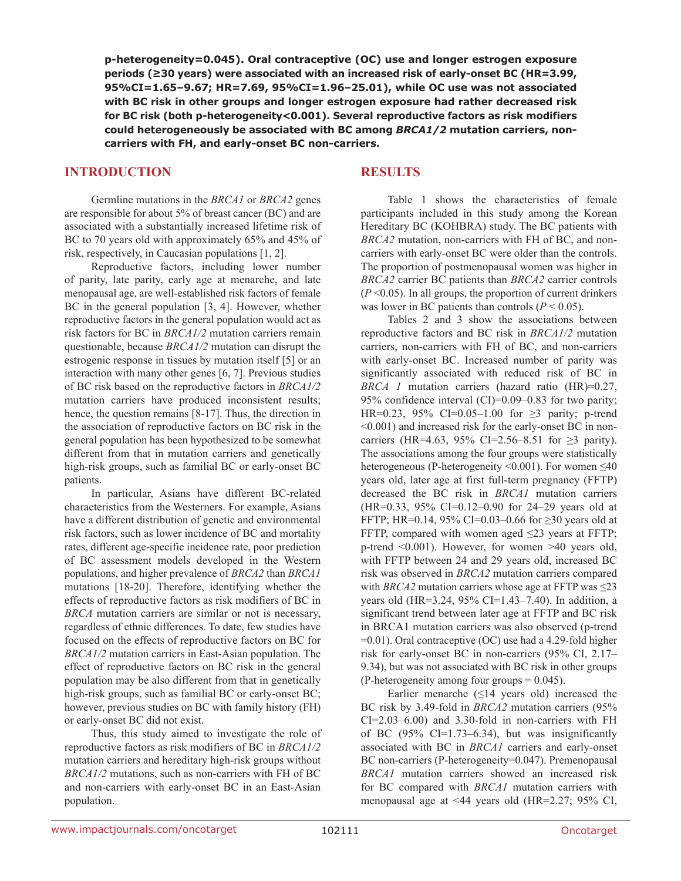**p-heterogeneity=0.045). Oral contraceptive (OC) use and longer estrogen exposure periods (≥30 years) were associated with an increased risk of early-onset BC (HR=3.99, 95%CI=1.65–9.67; HR=7.69, 95%CI=1.96–25.01), while OC use was not associated with BC risk in other groups and longer estrogen exposure had rather decreased risk for BC risk (both p-heterogeneity<0.001). Several reproductive factors as risk modifiers could heterogeneously be associated with BC among *BRCA1/2* mutation carriers, non-carriers with FH, and early-onset BC non-carriers.**

## INTRODUCTION

Germline mutations in the *BRCA1* or *BRCA2* genes are responsible for about 5% of breast cancer (BC) and are associated with a substantially increased lifetime risk of BC to 70 years old with approximately 65% and 45% of risk, respectively, in Caucasian populations [1, 2].

Reproductive factors, including lower number of parity, late parity, early age at menarche, and late menopausal age, are well-established risk factors of female BC in the general population [3, 4]. However, whether reproductive factors in the general population would act as risk factors for BC in *BRCA1/2* mutation carriers remain questionable, because *BRCA1/2* mutation can disrupt the estrogenic response in tissues by mutation itself [5] or an interaction with many other genes [6, 7]. Previous studies of BC risk based on the reproductive factors in *BRCA1/2* mutation carriers have produced inconsistent results; hence, the question remains [8-17]. Thus, the direction in the association of reproductive factors on BC risk in the general population has been hypothesized to be somewhat different from that in mutation carriers and genetically high-risk groups, such as familial BC or early-onset BC patients.

In particular, Asians have different BC-related characteristics from the Westerners. For example, Asians have a different distribution of genetic and environmental risk factors, such as lower incidence of BC and mortality rates, different age-specific incidence rate, poor prediction of BC assessment models developed in the Western populations, and higher prevalence of *BRCA2* than *BRCA1* mutations [18-20]. Therefore, identifying whether the effects of reproductive factors as risk modifiers of BC in *BRCA* mutation carriers are similar or not is necessary, regardless of ethnic differences. To date, few studies have focused on the effects of reproductive factors on BC for *BRCA1/2* mutation carriers in East-Asian population. The effect of reproductive factors on BC risk in the general population may be also different from that in genetically high-risk groups, such as familial BC or early-onset BC; however, previous studies on BC with family history (FH) or early-onset BC did not exist.

Thus, this study aimed to investigate the role of reproductive factors as risk modifiers of BC in *BRCA1/2* mutation carriers and hereditary high-risk groups without *BRCA1/2* mutations, such as non-carriers with FH of BC and non-carriers with early-onset BC in an East-Asian population.

## RESULTS

Table 1 shows the characteristics of female participants included in this study among the Korean Hereditary BC (KOHBRA) study. The BC patients with *BRCA2* mutation, non-carriers with FH of BC, and non-carriers with early-onset BC were older than the controls. The proportion of postmenopausal women was higher in *BRCA2* carrier BC patients than *BRCA2* carrier controls ($P$ <0.05). In all groups, the proportion of current drinkers was lower in BC patients than controls ($P$ < 0.05).

Tables 2 and 3 show the associations between reproductive factors and BC risk in *BRCA1/2* mutation carriers, non-carriers with FH of BC, and non-carriers with early-onset BC. Increased number of parity was significantly associated with reduced risk of BC in *BRCA 1* mutation carriers (hazard ratio (HR)=0.27, 95% confidence interval (CI)=0.09–0.83 for two parity; HR=0.23, 95% CI=0.05–1.00 for ≥3 parity; p-trend <0.001) and increased risk for the early-onset BC in non-carriers (HR=4.63, 95% CI=2.56–8.51 for ≥3 parity). The associations among the four groups were statistically heterogeneous (P-heterogeneity <0.001). For women ≤40 years old, later age at first full-term pregnancy (FFTP) decreased the BC risk in *BRCA1* mutation carriers (HR=0.33, 95% CI=0.12–0.90 for 24–29 years old at FFTP; HR=0.14, 95% CI=0.03–0.66 for ≥30 years old at FFTP, compared with women aged ≤23 years at FFTP; p-trend <0.001). However, for women >40 years old, with FFTP between 24 and 29 years old, increased BC risk was observed in *BRCA2* mutation carriers compared with *BRCA2* mutation carriers whose age at FFTP was ≤23 years old (HR=3.24, 95% CI=1.43–7.40). In addition, a significant trend between later age at FFTP and BC risk in BRCA1 mutation carriers was also observed (p-trend =0.01). Oral contraceptive (OC) use had a 4.29-fold higher risk for early-onset BC in non-carriers (95% CI, 2.17–9.34), but was not associated with BC risk in other groups (P-heterogeneity among four groups = 0.045).

Earlier menarche (≤14 years old) increased the BC risk by 3.49-fold in *BRCA2* mutation carriers (95% CI=2.03–6.00) and 3.30-fold in non-carriers with FH of BC (95% CI=1.73–6.34), but was insignificantly associated with BC in *BRCA1* carriers and early-onset BC non-carriers (P-heterogeneity=0.047). Premenopausal *BRCA1* mutation carriers showed an increased risk for BC compared with *BRCA1* mutation carriers with menopausal age at <44 years old (HR=2.27; 95% CI,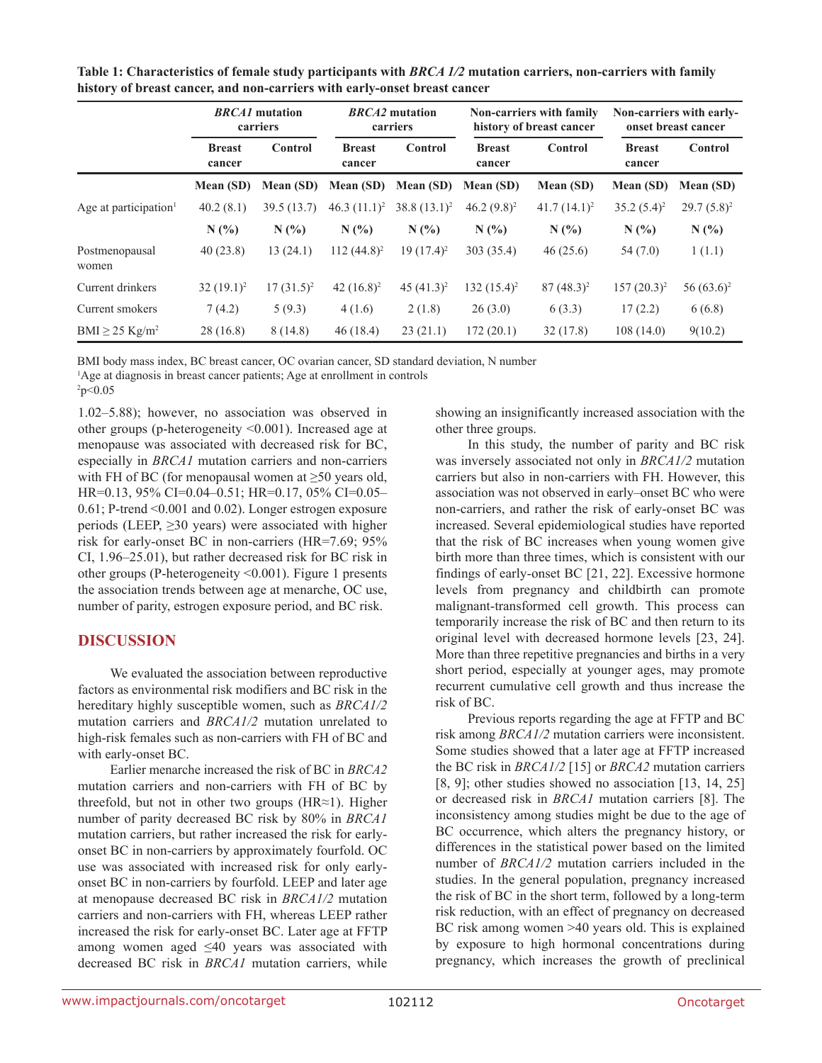**Table 1: Characteristics of female study participants with *BRCA 1/2* mutation carriers, non-carriers with family history of breast cancer, and non-carriers with early-onset breast cancer**

| | *BRCA1* mutation carriers | | *BRCA2* mutation carriers | | Non-carriers with family history of breast cancer | | Non-carriers with early-onset breast cancer | |
|---|---|---|---|---|---|---|---|---|
| | Breast cancer | Control | Breast cancer | Control | Breast cancer | Control | Breast cancer | Control |
| | Mean (SD) | Mean (SD) | Mean (SD) | Mean (SD) | Mean (SD) | Mean (SD) | Mean (SD) | Mean (SD) |
| Age at participation[1] | 40.2 (8.1) | 39.5 (13.7) | 46.3 (11.1)[2] | 38.8 (13.1)[2] | 46.2 (9.8)[2] | 41.7 (14.1)[2] | 35.2 (5.4)[2] | 29.7 (5.8)[2] |
| | N (%) | N (%) | N (%) | N (%) | N (%) | N (%) | N (%) | N (%) |
| Postmenopausal women | 40 (23.8) | 13 (24.1) | 112 (44.8)[2] | 19 (17.4)[2] | 303 (35.4) | 46 (25.6) | 54 (7.0) | 1 (1.1) |
| Current drinkers | 32 (19.1)[2] | 17 (31.5)[2] | 42 (16.8)[2] | 45 (41.3)[2] | 132 (15.4)[2] | 87 (48.3)[2] | 157 (20.3)[2] | 56 (63.6)[2] |
| Current smokers | 7 (4.2) | 5 (9.3) | 4 (1.6) | 2 (1.8) | 26 (3.0) | 6 (3.3) | 17 (2.2) | 6 (6.8) |
| BMI ≥ 25 Kg/m$^2$ | 28 (16.8) | 8 (14.8) | 46 (18.4) | 23 (21.1) | 172 (20.1) | 32 (17.8) | 108 (14.0) | 9(10.2) |

BMI body mass index, BC breast cancer, OC ovarian cancer, SD standard deviation, N number
[1]Age at diagnosis in breast cancer patients; Age at enrollment in controls
[2]$p<0.05$

1.02–5.88); however, no association was observed in other groups (p-heterogeneity <0.001). Increased age at menopause was associated with decreased risk for BC, especially in *BRCA1* mutation carriers and non-carriers with FH of BC (for menopausal women at ≥50 years old, HR=0.13, 95% CI=0.04–0.51; HR=0.17, 05% CI=0.05–0.61; P-trend <0.001 and 0.02). Longer estrogen exposure periods (LEEP, ≥30 years) were associated with higher risk for early-onset BC in non-carriers (HR=7.69; 95% CI, 1.96–25.01), but rather decreased risk for BC risk in other groups (P-heterogeneity <0.001). Figure 1 presents the association trends between age at menarche, OC use, number of parity, estrogen exposure period, and BC risk.

## DISCUSSION

We evaluated the association between reproductive factors as environmental risk modifiers and BC risk in the hereditary highly susceptible women, such as *BRCA1/2* mutation carriers and *BRCA1/2* mutation unrelated to high-risk females such as non-carriers with FH of BC and with early-onset BC.

Earlier menarche increased the risk of BC in *BRCA2* mutation carriers and non-carriers with FH of BC by threefold, but not in other two groups (HR≈1). Higher number of parity decreased BC risk by 80% in *BRCA1* mutation carriers, but rather increased the risk for early-onset BC in non-carriers by approximately fourfold. OC use was associated with increased risk for only early-onset BC in non-carriers by fourfold. LEEP and later age at menopause decreased BC risk in *BRCA1/2* mutation carriers and non-carriers with FH, whereas LEEP rather increased the risk for early-onset BC. Later age at FFTP among women aged ≤40 years was associated with decreased BC risk in *BRCA1* mutation carriers, while showing an insignificantly increased association with the other three groups.

In this study, the number of parity and BC risk was inversely associated not only in *BRCA1/2* mutation carriers but also in non-carriers with FH. However, this association was not observed in early–onset BC who were non-carriers, and rather the risk of early-onset BC was increased. Several epidemiological studies have reported that the risk of BC increases when young women give birth more than three times, which is consistent with our findings of early-onset BC [21, 22]. Excessive hormone levels from pregnancy and childbirth can promote malignant-transformed cell growth. This process can temporarily increase the risk of BC and then return to its original level with decreased hormone levels [23, 24]. More than three repetitive pregnancies and births in a very short period, especially at younger ages, may promote recurrent cumulative cell growth and thus increase the risk of BC.

Previous reports regarding the age at FFTP and BC risk among *BRCA1/2* mutation carriers were inconsistent. Some studies showed that a later age at FFTP increased the BC risk in *BRCA1/2* [15] or *BRCA2* mutation carriers [8, 9]; other studies showed no association [13, 14, 25] or decreased risk in *BRCA1* mutation carriers [8]. The inconsistency among studies might be due to the age of BC occurrence, which alters the pregnancy history, or differences in the statistical power based on the limited number of *BRCA1/2* mutation carriers included in the studies. In the general population, pregnancy increased the risk of BC in the short term, followed by a long-term risk reduction, with an effect of pregnancy on decreased BC risk among women >40 years old. This is explained by exposure to high hormonal concentrations during pregnancy, which increases the growth of preclinical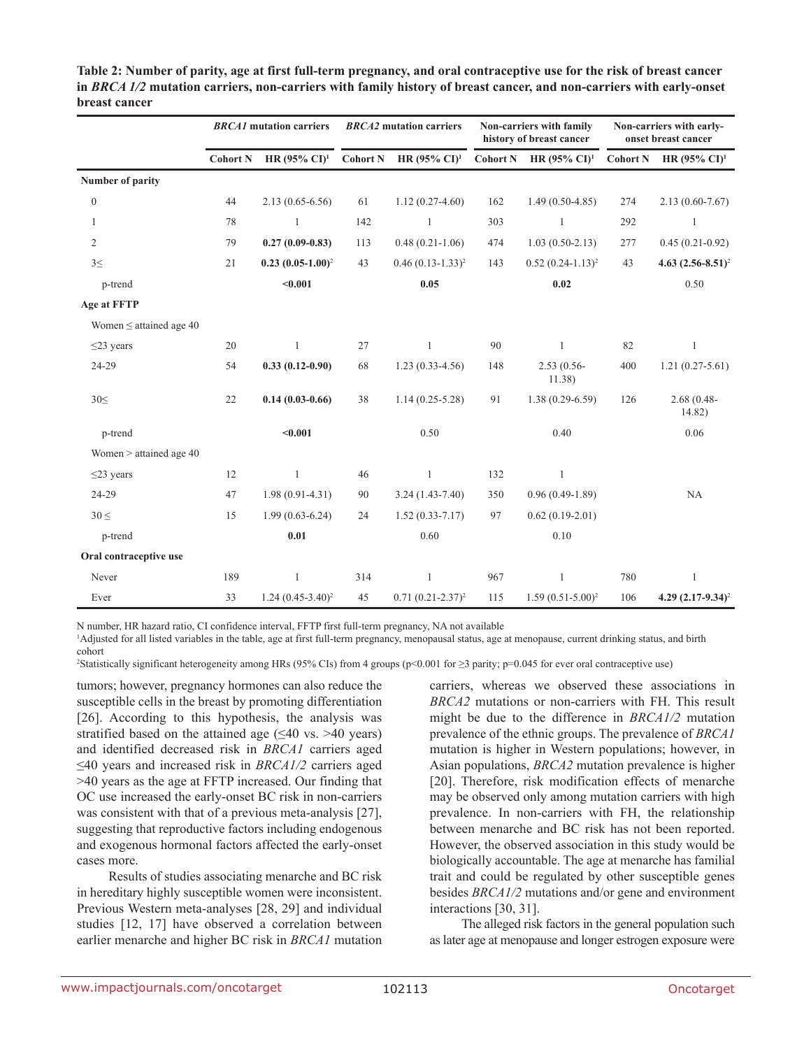**Table 2: Number of parity, age at first full-term pregnancy, and oral contraceptive use for the risk of breast cancer in *BRCA 1/2* mutation carriers, non-carriers with family history of breast cancer, and non-carriers with early-onset breast cancer**

| | *BRCA1* mutation carriers | | *BRCA2* mutation carriers | | Non-carriers with family history of breast cancer | | Non-carriers with early-onset breast cancer | |
|---|---|---|---|---|---|---|---|---|
| | Cohort N | HR (95% CI)[1] | Cohort N | HR (95% CI)[1] | Cohort N | HR (95% CI)[1] | Cohort N | HR (95% CI)[1] |
| **Number of parity** | | | | | | | | |
| 0 | 44 | 2.13 (0.65-6.56) | 61 | 1.12 (0.27-4.60) | 162 | 1.49 (0.50-4.85) | 274 | 2.13 (0.60-7.67) |
| 1 | 78 | 1 | 142 | 1 | 303 | 1 | 292 | 1 |
| 2 | 79 | **0.27 (0.09-0.83)** | 113 | 0.48 (0.21-1.06) | 474 | 1.03 (0.50-2.13) | 277 | 0.45 (0.21-0.92) |
| 3≤ | 21 | **0.23 (0.05-1.00)**[2] | 43 | 0.46 (0.13-1.33)[2] | 143 | 0.52 (0.24-1.13)[2] | 43 | **4.63 (2.56-8.51)**[2] |
| p-trend | | **<0.001** | | **0.05** | | **0.02** | | 0.50 |
| **Age at FFTP** | | | | | | | | |
| Women ≤ attained age 40 | | | | | | | | |
| ≤23 years | 20 | 1 | 27 | 1 | 90 | 1 | 82 | 1 |
| 24-29 | 54 | **0.33 (0.12-0.90)** | 68 | 1.23 (0.33-4.56) | 148 | 2.53 (0.56-11.38) | 400 | 1.21 (0.27-5.61) |
| 30≤ | 22 | **0.14 (0.03-0.66)** | 38 | 1.14 (0.25-5.28) | 91 | 1.38 (0.29-6.59) | 126 | 2.68 (0.48-14.82) |
| p-trend | | **<0.001** | | 0.50 | | 0.40 | | 0.06 |
| Women > attained age 40 | | | | | | | | |
| ≤23 years | 12 | 1 | 46 | 1 | 132 | 1 | | |
| 24-29 | 47 | 1.98 (0.91-4.31) | 90 | 3.24 (1.43-7.40) | 350 | 0.96 (0.49-1.89) | | NA |
| 30 ≤ | 15 | 1.99 (0.63-6.24) | 24 | 1.52 (0.33-7.17) | 97 | 0.62 (0.19-2.01) | | |
| p-trend | | **0.01** | | 0.60 | | 0.10 | | |
| **Oral contraceptive use** | | | | | | | | |
| Never | 189 | 1 | 314 | 1 | 967 | 1 | 780 | 1 |
| Ever | 33 | 1.24 (0.45-3.40)[2] | 45 | 0.71 (0.21-2.37)[2] | 115 | 1.59 (0.51-5.00)[2] | 106 | **4.29 (2.17-9.34)**[2] |

N number, HR hazard ratio, CI confidence interval, FFTP first full-term pregnancy, NA not available

[1]Adjusted for all listed variables in the table, age at first full-term pregnancy, menopausal status, age at menopause, current drinking status, and birth cohort

[2]Statistically significant heterogeneity among HRs (95% CIs) from 4 groups ($p<0.001$ for ≥3 parity; $p=0.045$ for ever oral contraceptive use)

tumors; however, pregnancy hormones can also reduce the susceptible cells in the breast by promoting differentiation [26]. According to this hypothesis, the analysis was stratified based on the attained age (≤40 vs. >40 years) and identified decreased risk in *BRCA1* carriers aged ≤40 years and increased risk in *BRCA1/2* carriers aged >40 years as the age at FFTP increased. Our finding that OC use increased the early-onset BC risk in non-carriers was consistent with that of a previous meta-analysis [27], suggesting that reproductive factors including endogenous and exogenous hormonal factors affected the early-onset cases more.

Results of studies associating menarche and BC risk in hereditary highly susceptible women were inconsistent. Previous Western meta-analyses [28, 29] and individual studies [12, 17] have observed a correlation between earlier menarche and higher BC risk in *BRCA1* mutation carriers, whereas we observed these associations in *BRCA2* mutations or non-carriers with FH. This result might be due to the difference in *BRCA1/2* mutation prevalence of the ethnic groups. The prevalence of *BRCA1* mutation is higher in Western populations; however, in Asian populations, *BRCA2* mutation prevalence is higher [20]. Therefore, risk modification effects of menarche may be observed only among mutation carriers with high prevalence. In non-carriers with FH, the relationship between menarche and BC risk has not been reported. However, the observed association in this study would be biologically accountable. The age at menarche has familial trait and could be regulated by other susceptible genes besides *BRCA1/2* mutations and/or gene and environment interactions [30, 31].

The alleged risk factors in the general population such as later age at menopause and longer estrogen exposure were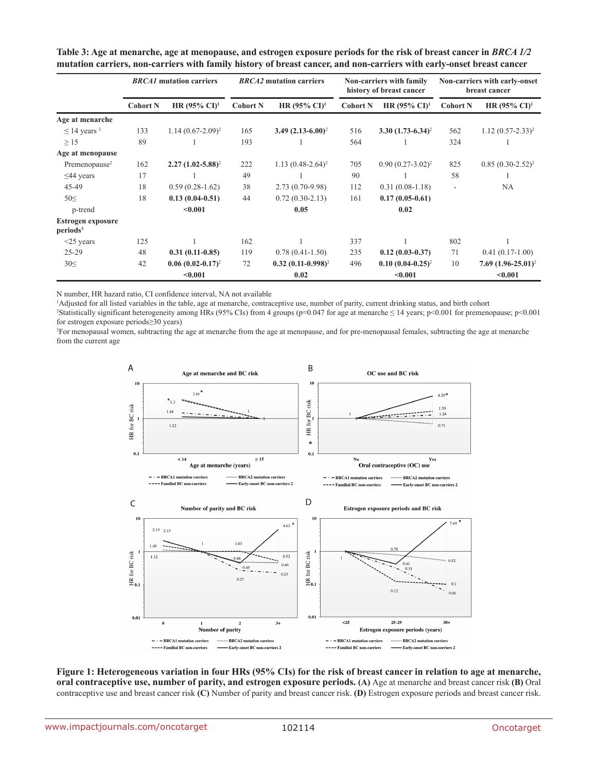**Table 3: Age at menarche, age at menopause, and estrogen exposure periods for the risk of breast cancer in *BRCA 1/2* mutation carriers, non-carriers with family history of breast cancer, and non-carriers with early-onset breast cancer**

| | *BRCA1* mutation carriers | | *BRCA2* mutation carriers | | Non-carriers with family history of breast cancer | | Non-carriers with early-onset breast cancer | |
|---|---|---|---|---|---|---|---|---|
| | Cohort N | HR (95% CI)[1] | Cohort N | HR (95% CI)[1] | Cohort N | HR (95% CI)[1] | Cohort N | HR (95% CI)[1] |
| **Age at menarche** | | | | | | | | |
| ≤ 14 years [2] | 133 | 1.14 (0.67-2.09)[2] | 165 | **3.49 (2.13-6.00)**[2] | 516 | **3.30 (1.73-6.34)**[2] | 562 | 1.12 (0.57-2.33)[2] |
| ≥ 15 | 89 | 1 | 193 | 1 | 564 | 1 | 324 | 1 |
| **Age at menopause** | | | | | | | | |
| Premenopause[2] | 162 | **2.27 (1.02-5.88)**[2] | 222 | 1.13 (0.48-2.64)[2] | 705 | 0.90 (0.27-3.02)[2] | 825 | 0.85 (0.30-2.52)[2] |
| ≤44 years | 17 | 1 | 49 | 1 | 90 | 1 | 58 | 1 |
| 45-49 | 18 | 0.59 (0.28-1.62) | 38 | 2.73 (0.70-9.98) | 112 | 0.31 (0.08-1.18) | - | NA |
| 50≤ | 18 | **0.13 (0.04-0.51)** | 44 | 0.72 (0.30-2.13) | 161 | **0.17 (0.05-0.61)** | | |
| p-trend | | **<0.001** | | **0.05** | | **0.02** | | |
| **Estrogen exposure periods[3]** | | | | | | | | |
| <25 years | 125 | 1 | 162 | 1 | 337 | 1 | 802 | 1 |
| 25-29 | 48 | **0.31 (0.11-0.85)** | 119 | 0.78 (0.41-1.50) | 235 | **0.12 (0.03-0.37)** | 71 | 0.41 (0.17-1.00) |
| 30≤ | 42 | **0.06 (0.02-0.17)**[2] | 72 | **0.32 (0.11-0.998)**[2] | 496 | **0.10 (0.04-0.25)**[2] | 10 | **7.69 (1.96-25.01)**[2] |
| | | **<0.001** | | **0.02** | | **<0.001** | | **<0.001** |

N number, HR hazard ratio, CI confidence interval, NA not available

[1]Adjusted for all listed variables in the table, age at menarche, contraceptive use, number of parity, current drinking status, and birth cohort

[2]Statistically significant heterogeneity among HRs (95% CIs) from 4 groups ($p=0.047$ for age at menarche ≤ 14 years; $p<0.001$ for premenopause; $p<0.001$ for estrogen exposure periods≥30 years)

[3]For menopausal women, subtracting the age at menarche from the age at menopause, and for pre-menopausal females, subtracting the age at menarche from the current age

**Figure 1: Heterogeneous variation in four HRs (95% CIs) for the risk of breast cancer in relation to age at menarche, oral contraceptive use, number of parity, and estrogen exposure periods.** **(A)** Age at menarche and breast cancer risk **(B)** Oral contraceptive use and breast cancer risk **(C)** Number of parity and breast cancer risk. **(D)** Estrogen exposure periods and breast cancer risk.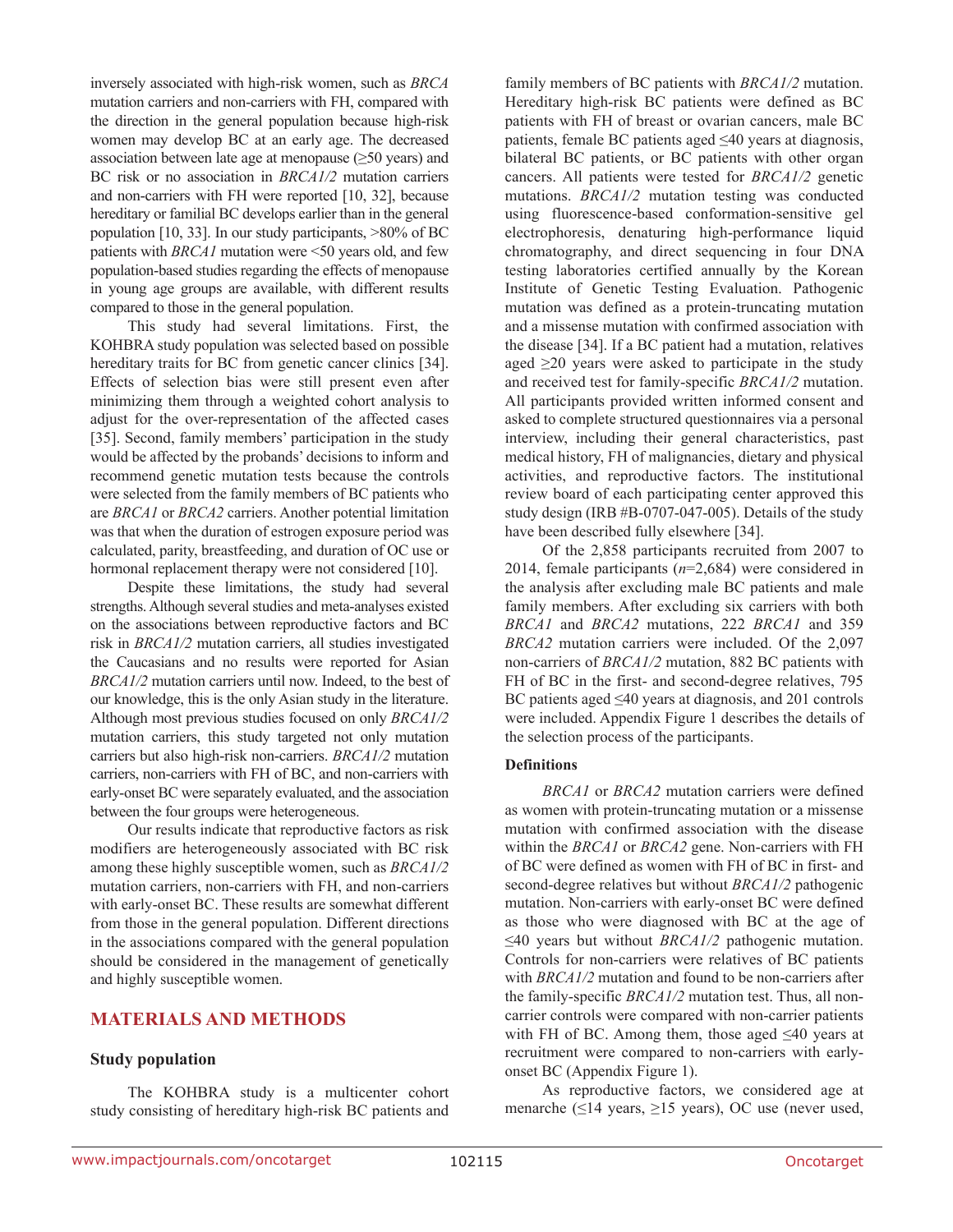inversely associated with high-risk women, such as *BRCA* mutation carriers and non-carriers with FH, compared with the direction in the general population because high-risk women may develop BC at an early age. The decreased association between late age at menopause (≥50 years) and BC risk or no association in *BRCA1/2* mutation carriers and non-carriers with FH were reported [10, 32], because hereditary or familial BC develops earlier than in the general population [10, 33]. In our study participants, >80% of BC patients with *BRCA1* mutation were <50 years old, and few population-based studies regarding the effects of menopause in young age groups are available, with different results compared to those in the general population.

This study had several limitations. First, the KOHBRA study population was selected based on possible hereditary traits for BC from genetic cancer clinics [34]. Effects of selection bias were still present even after minimizing them through a weighted cohort analysis to adjust for the over-representation of the affected cases [35]. Second, family members' participation in the study would be affected by the probands' decisions to inform and recommend genetic mutation tests because the controls were selected from the family members of BC patients who are *BRCA1* or *BRCA2* carriers. Another potential limitation was that when the duration of estrogen exposure period was calculated, parity, breastfeeding, and duration of OC use or hormonal replacement therapy were not considered [10].

Despite these limitations, the study had several strengths. Although several studies and meta-analyses existed on the associations between reproductive factors and BC risk in *BRCA1/2* mutation carriers, all studies investigated the Caucasians and no results were reported for Asian *BRCA1/2* mutation carriers until now. Indeed, to the best of our knowledge, this is the only Asian study in the literature. Although most previous studies focused on only *BRCA1/2* mutation carriers, this study targeted not only mutation carriers but also high-risk non-carriers. *BRCA1/2* mutation carriers, non-carriers with FH of BC, and non-carriers with early-onset BC were separately evaluated, and the association between the four groups were heterogeneous.

Our results indicate that reproductive factors as risk modifiers are heterogeneously associated with BC risk among these highly susceptible women, such as *BRCA1/2* mutation carriers, non-carriers with FH, and non-carriers with early-onset BC. These results are somewhat different from those in the general population. Different directions in the associations compared with the general population should be considered in the management of genetically and highly susceptible women.

## MATERIALS AND METHODS

### Study population

The KOHBRA study is a multicenter cohort study consisting of hereditary high-risk BC patients and family members of BC patients with *BRCA1/2* mutation. Hereditary high-risk BC patients were defined as BC patients with FH of breast or ovarian cancers, male BC patients, female BC patients aged ≤40 years at diagnosis, bilateral BC patients, or BC patients with other organ cancers. All patients were tested for *BRCA1/2* genetic mutations. *BRCA1/2* mutation testing was conducted using fluorescence-based conformation-sensitive gel electrophoresis, denaturing high-performance liquid chromatography, and direct sequencing in four DNA testing laboratories certified annually by the Korean Institute of Genetic Testing Evaluation. Pathogenic mutation was defined as a protein-truncating mutation and a missense mutation with confirmed association with the disease [34]. If a BC patient had a mutation, relatives aged ≥20 years were asked to participate in the study and received test for family-specific *BRCA1/2* mutation. All participants provided written informed consent and asked to complete structured questionnaires via a personal interview, including their general characteristics, past medical history, FH of malignancies, dietary and physical activities, and reproductive factors. The institutional review board of each participating center approved this study design (IRB #B-0707-047-005). Details of the study have been described fully elsewhere [34].

Of the 2,858 participants recruited from 2007 to 2014, female participants (*n*=2,684) were considered in the analysis after excluding male BC patients and male family members. After excluding six carriers with both *BRCA1* and *BRCA2* mutations, 222 *BRCA1* and 359 *BRCA2* mutation carriers were included. Of the 2,097 non-carriers of *BRCA1/2* mutation, 882 BC patients with FH of BC in the first- and second-degree relatives, 795 BC patients aged ≤40 years at diagnosis, and 201 controls were included. Appendix Figure 1 describes the details of the selection process of the participants.

### Definitions

*BRCA1* or *BRCA2* mutation carriers were defined as women with protein-truncating mutation or a missense mutation with confirmed association with the disease within the *BRCA1* or *BRCA2* gene. Non-carriers with FH of BC were defined as women with FH of BC in first- and second-degree relatives but without *BRCA1/2* pathogenic mutation. Non-carriers with early-onset BC were defined as those who were diagnosed with BC at the age of ≤40 years but without *BRCA1/2* pathogenic mutation. Controls for non-carriers were relatives of BC patients with *BRCA1/2* mutation and found to be non-carriers after the family-specific *BRCA1/2* mutation test. Thus, all non-carrier controls were compared with non-carrier patients with FH of BC. Among them, those aged ≤40 years at recruitment were compared to non-carriers with early-onset BC (Appendix Figure 1).

As reproductive factors, we considered age at menarche (≤14 years, ≥15 years), OC use (never used,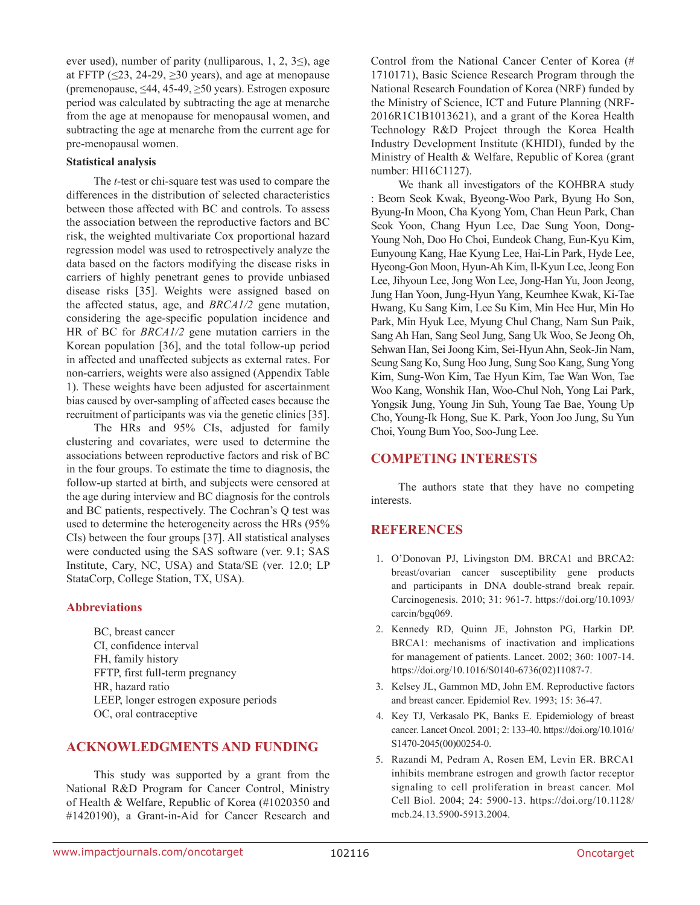ever used), number of parity (nulliparous, 1, 2, 3≤), age at FFTP (≤23, 24-29, ≥30 years), and age at menopause (premenopause, ≤44, 45-49, ≥50 years). Estrogen exposure period was calculated by subtracting the age at menarche from the age at menopause for menopausal women, and subtracting the age at menarche from the current age for pre-menopausal women.

### Statistical analysis

The *t*-test or chi-square test was used to compare the differences in the distribution of selected characteristics between those affected with BC and controls. To assess the association between the reproductive factors and BC risk, the weighted multivariate Cox proportional hazard regression model was used to retrospectively analyze the data based on the factors modifying the disease risks in carriers of highly penetrant genes to provide unbiased disease risks [35]. Weights were assigned based on the affected status, age, and *BRCA1/2* gene mutation, considering the age-specific population incidence and HR of BC for *BRCA1/2* gene mutation carriers in the Korean population [36], and the total follow-up period in affected and unaffected subjects as external rates. For non-carriers, weights were also assigned (Appendix Table 1). These weights have been adjusted for ascertainment bias caused by over-sampling of affected cases because the recruitment of participants was via the genetic clinics [35].

The HRs and 95% CIs, adjusted for family clustering and covariates, were used to determine the associations between reproductive factors and risk of BC in the four groups. To estimate the time to diagnosis, the follow-up started at birth, and subjects were censored at the age during interview and BC diagnosis for the controls and BC patients, respectively. The Cochran's Q test was used to determine the heterogeneity across the HRs (95% CIs) between the four groups [37]. All statistical analyses were conducted using the SAS software (ver. 9.1; SAS Institute, Cary, NC, USA) and Stata/SE (ver. 12.0; LP StataCorp, College Station, TX, USA).

### Abbreviations

BC, breast cancer
CI, confidence interval
FH, family history
FFTP, first full-term pregnancy
HR, hazard ratio
LEEP, longer estrogen exposure periods
OC, oral contraceptive

## ACKNOWLEDGMENTS AND FUNDING

This study was supported by a grant from the National R&D Program for Cancer Control, Ministry of Health & Welfare, Republic of Korea (#1020350 and #1420190), a Grant-in-Aid for Cancer Research and Control from the National Cancer Center of Korea (# 1710171), Basic Science Research Program through the National Research Foundation of Korea (NRF) funded by the Ministry of Science, ICT and Future Planning (NRF-2016R1C1B1013621), and a grant of the Korea Health Technology R&D Project through the Korea Health Industry Development Institute (KHIDI), funded by the Ministry of Health & Welfare, Republic of Korea (grant number: HI16C1127).

We thank all investigators of the KOHBRA study : Beom Seok Kwak, Byeong-Woo Park, Byung Ho Son, Byung-In Moon, Cha Kyong Yom, Chan Heun Park, Chan Seok Yoon, Chang Hyun Lee, Dae Sung Yoon, Dong-Young Noh, Doo Ho Choi, Eundeok Chang, Eun-Kyu Kim, Eunyoung Kang, Hae Kyung Lee, Hai-Lin Park, Hyde Lee, Hyeong-Gon Moon, Hyun-Ah Kim, Il-Kyun Lee, Jeong Eon Lee, Jihyoun Lee, Jong Won Lee, Jong-Han Yu, Joon Jeong, Jung Han Yoon, Jung-Hyun Yang, Keumhee Kwak, Ki-Tae Hwang, Ku Sang Kim, Lee Su Kim, Min Hee Hur, Min Ho Park, Min Hyuk Lee, Myung Chul Chang, Nam Sun Paik, Sang Ah Han, Sang Seol Jung, Sang Uk Woo, Se Jeong Oh, Sehwan Han, Sei Joong Kim, Sei-Hyun Ahn, Seok-Jin Nam, Seung Sang Ko, Sung Hoo Jung, Sung Soo Kang, Sung Yong Kim, Sung-Won Kim, Tae Hyun Kim, Tae Wan Won, Tae Woo Kang, Wonshik Han, Woo-Chul Noh, Yong Lai Park, Yongsik Jung, Young Jin Suh, Young Tae Bae, Young Up Cho, Young-Ik Hong, Sue K. Park, Yoon Joo Jung, Su Yun Choi, Young Bum Yoo, Soo-Jung Lee.

## COMPETING INTERESTS

The authors state that they have no competing interests.

## REFERENCES

1. O'Donovan PJ, Livingston DM. BRCA1 and BRCA2: breast/ovarian cancer susceptibility gene products and participants in DNA double-strand break repair. Carcinogenesis. 2010; 31: 961-7. https://doi.org/10.1093/carcin/bgq069.
2. Kennedy RD, Quinn JE, Johnston PG, Harkin DP. BRCA1: mechanisms of inactivation and implications for management of patients. Lancet. 2002; 360: 1007-14. https://doi.org/10.1016/S0140-6736(02)11087-7.
3. Kelsey JL, Gammon MD, John EM. Reproductive factors and breast cancer. Epidemiol Rev. 1993; 15: 36-47.
4. Key TJ, Verkasalo PK, Banks E. Epidemiology of breast cancer. Lancet Oncol. 2001; 2: 133-40. https://doi.org/10.1016/S1470-2045(00)00254-0.
5. Razandi M, Pedram A, Rosen EM, Levin ER. BRCA1 inhibits membrane estrogen and growth factor receptor signaling to cell proliferation in breast cancer. Mol Cell Biol. 2004; 24: 5900-13. https://doi.org/10.1128/mcb.24.13.5900-5913.2004.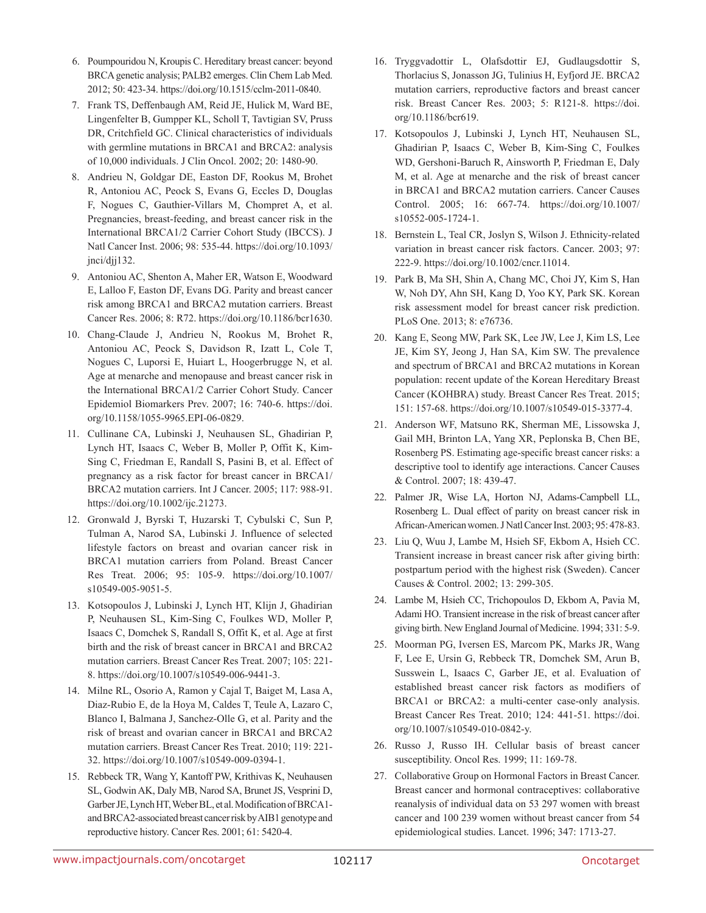6. Poumpouridou N, Kroupis C. Hereditary breast cancer: beyond BRCA genetic analysis; PALB2 emerges. Clin Chem Lab Med. 2012; 50: 423-34. https://doi.org/10.1515/cclm-2011-0840.
7. Frank TS, Deffenbaugh AM, Reid JE, Hulick M, Ward BE, Lingenfelter B, Gumpper KL, Scholl T, Tavtigian SV, Pruss DR, Critchfield GC. Clinical characteristics of individuals with germline mutations in BRCA1 and BRCA2: analysis of 10,000 individuals. J Clin Oncol. 2002; 20: 1480-90.
8. Andrieu N, Goldgar DE, Easton DF, Rookus M, Brohet R, Antoniou AC, Peock S, Evans G, Eccles D, Douglas F, Nogues C, Gauthier-Villars M, Chompret A, et al. Pregnancies, breast-feeding, and breast cancer risk in the International BRCA1/2 Carrier Cohort Study (IBCCS). J Natl Cancer Inst. 2006; 98: 535-44. https://doi.org/10.1093/jnci/djj132.
9. Antoniou AC, Shenton A, Maher ER, Watson E, Woodward E, Lalloo F, Easton DF, Evans DG. Parity and breast cancer risk among BRCA1 and BRCA2 mutation carriers. Breast Cancer Res. 2006; 8: R72. https://doi.org/10.1186/bcr1630.
10. Chang-Claude J, Andrieu N, Rookus M, Brohet R, Antoniou AC, Peock S, Davidson R, Izatt L, Cole T, Nogues C, Luporsi E, Huiart L, Hoogerbrugge N, et al. Age at menarche and menopause and breast cancer risk in the International BRCA1/2 Carrier Cohort Study. Cancer Epidemiol Biomarkers Prev. 2007; 16: 740-6. https://doi.org/10.1158/1055-9965.EPI-06-0829.
11. Cullinane CA, Lubinski J, Neuhausen SL, Ghadirian P, Lynch HT, Isaacs C, Weber B, Moller P, Offit K, Kim-Sing C, Friedman E, Randall S, Pasini B, et al. Effect of pregnancy as a risk factor for breast cancer in BRCA1/BRCA2 mutation carriers. Int J Cancer. 2005; 117: 988-91. https://doi.org/10.1002/ijc.21273.
12. Gronwald J, Byrski T, Huzarski T, Cybulski C, Sun P, Tulman A, Narod SA, Lubinski J. Influence of selected lifestyle factors on breast and ovarian cancer risk in BRCA1 mutation carriers from Poland. Breast Cancer Res Treat. 2006; 95: 105-9. https://doi.org/10.1007/s10549-005-9051-5.
13. Kotsopoulos J, Lubinski J, Lynch HT, Klijn J, Ghadirian P, Neuhausen SL, Kim-Sing C, Foulkes WD, Moller P, Isaacs C, Domchek S, Randall S, Offit K, et al. Age at first birth and the risk of breast cancer in BRCA1 and BRCA2 mutation carriers. Breast Cancer Res Treat. 2007; 105: 221-8. https://doi.org/10.1007/s10549-006-9441-3.
14. Milne RL, Osorio A, Ramon y Cajal T, Baiget M, Lasa A, Diaz-Rubio E, de la Hoya M, Caldes T, Teule A, Lazaro C, Blanco I, Balmana J, Sanchez-Olle G, et al. Parity and the risk of breast and ovarian cancer in BRCA1 and BRCA2 mutation carriers. Breast Cancer Res Treat. 2010; 119: 221-32. https://doi.org/10.1007/s10549-009-0394-1.
15. Rebbeck TR, Wang Y, Kantoff PW, Krithivas K, Neuhausen SL, Godwin AK, Daly MB, Narod SA, Brunet JS, Vesprini D, Garber JE, Lynch HT, Weber BL, et al. Modification of BRCA1- and BRCA2-associated breast cancer risk by AIB1 genotype and reproductive history. Cancer Res. 2001; 61: 5420-4.
16. Tryggvadottir L, Olafsdottir EJ, Gudlaugsdottir S, Thorlacius S, Jonasson JG, Tulinius H, Eyfjord JE. BRCA2 mutation carriers, reproductive factors and breast cancer risk. Breast Cancer Res. 2003; 5: R121-8. https://doi.org/10.1186/bcr619.
17. Kotsopoulos J, Lubinski J, Lynch HT, Neuhausen SL, Ghadirian P, Isaacs C, Weber B, Kim-Sing C, Foulkes WD, Gershoni-Baruch R, Ainsworth P, Friedman E, Daly M, et al. Age at menarche and the risk of breast cancer in BRCA1 and BRCA2 mutation carriers. Cancer Causes Control. 2005; 16: 667-74. https://doi.org/10.1007/s10552-005-1724-1.
18. Bernstein L, Teal CR, Joslyn S, Wilson J. Ethnicity-related variation in breast cancer risk factors. Cancer. 2003; 97: 222-9. https://doi.org/10.1002/cncr.11014.
19. Park B, Ma SH, Shin A, Chang MC, Choi JY, Kim S, Han W, Noh DY, Ahn SH, Kang D, Yoo KY, Park SK. Korean risk assessment model for breast cancer risk prediction. PLoS One. 2013; 8: e76736.
20. Kang E, Seong MW, Park SK, Lee JW, Lee J, Kim LS, Lee JE, Kim SY, Jeong J, Han SA, Kim SW. The prevalence and spectrum of BRCA1 and BRCA2 mutations in Korean population: recent update of the Korean Hereditary Breast Cancer (KOHBRA) study. Breast Cancer Res Treat. 2015; 151: 157-68. https://doi.org/10.1007/s10549-015-3377-4.
21. Anderson WF, Matsuno RK, Sherman ME, Lissowska J, Gail MH, Brinton LA, Yang XR, Peplonska B, Chen BE, Rosenberg PS. Estimating age-specific breast cancer risks: a descriptive tool to identify age interactions. Cancer Causes & Control. 2007; 18: 439-47.
22. Palmer JR, Wise LA, Horton NJ, Adams-Campbell LL, Rosenberg L. Dual effect of parity on breast cancer risk in African-American women. J Natl Cancer Inst. 2003; 95: 478-83.
23. Liu Q, Wuu J, Lambe M, Hsieh SF, Ekbom A, Hsieh CC. Transient increase in breast cancer risk after giving birth: postpartum period with the highest risk (Sweden). Cancer Causes & Control. 2002; 13: 299-305.
24. Lambe M, Hsieh CC, Trichopoulos D, Ekbom A, Pavia M, Adami HO. Transient increase in the risk of breast cancer after giving birth. New England Journal of Medicine. 1994; 331: 5-9.
25. Moorman PG, Iversen ES, Marcom PK, Marks JR, Wang F, Lee E, Ursin G, Rebbeck TR, Domchek SM, Arun B, Susswein L, Isaacs C, Garber JE, et al. Evaluation of established breast cancer risk factors as modifiers of BRCA1 or BRCA2: a multi-center case-only analysis. Breast Cancer Res Treat. 2010; 124: 441-51. https://doi.org/10.1007/s10549-010-0842-y.
26. Russo J, Russo IH. Cellular basis of breast cancer susceptibility. Oncol Res. 1999; 11: 169-78.
27. Collaborative Group on Hormonal Factors in Breast Cancer. Breast cancer and hormonal contraceptives: collaborative reanalysis of individual data on 53 297 women with breast cancer and 100 239 women without breast cancer from 54 epidemiological studies. Lancet. 1996; 347: 1713-27.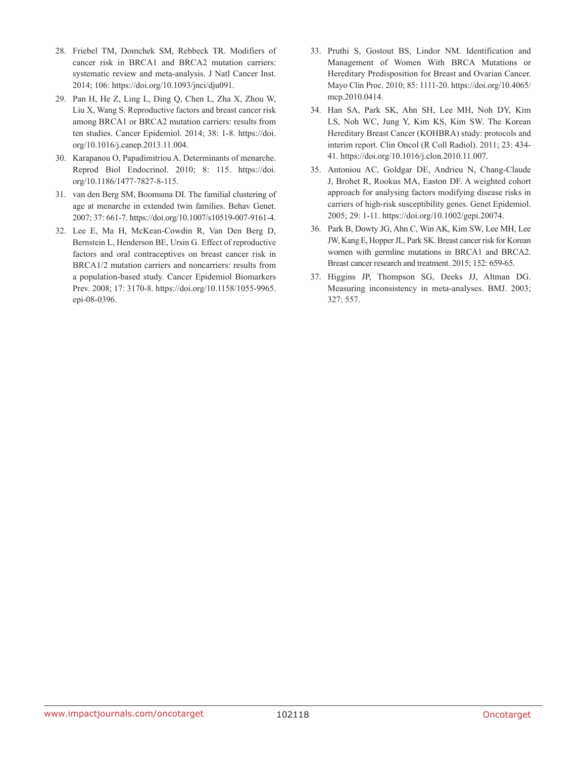28. Friebel TM, Domchek SM, Rebbeck TR. Modifiers of cancer risk in BRCA1 and BRCA2 mutation carriers: systematic review and meta-analysis. J Natl Cancer Inst. 2014; 106: https://doi.org/10.1093/jnci/dju091.

29. Pan H, He Z, Ling L, Ding Q, Chen L, Zha X, Zhou W, Liu X, Wang S. Reproductive factors and breast cancer risk among BRCA1 or BRCA2 mutation carriers: results from ten studies. Cancer Epidemiol. 2014; 38: 1-8. https://doi.org/10.1016/j.canep.2013.11.004.

30. Karapanou O, Papadimitriou A. Determinants of menarche. Reprod Biol Endocrinol. 2010; 8: 115. https://doi.org/10.1186/1477-7827-8-115.

31. van den Berg SM, Boomsma DI. The familial clustering of age at menarche in extended twin families. Behav Genet. 2007; 37: 661-7. https://doi.org/10.1007/s10519-007-9161-4.

32. Lee E, Ma H, McKean-Cowdin R, Van Den Berg D, Bernstein L, Henderson BE, Ursin G. Effect of reproductive factors and oral contraceptives on breast cancer risk in BRCA1/2 mutation carriers and noncarriers: results from a population-based study. Cancer Epidemiol Biomarkers Prev. 2008; 17: 3170-8. https://doi.org/10.1158/1055-9965.epi-08-0396.

33. Pruthi S, Gostout BS, Lindor NM. Identification and Management of Women With BRCA Mutations or Hereditary Predisposition for Breast and Ovarian Cancer. Mayo Clin Proc. 2010; 85: 1111-20. https://doi.org/10.4065/mcp.2010.0414.

34. Han SA, Park SK, Ahn SH, Lee MH, Noh DY, Kim LS, Noh WC, Jung Y, Kim KS, Kim SW. The Korean Hereditary Breast Cancer (KOHBRA) study: protocols and interim report. Clin Oncol (R Coll Radiol). 2011; 23: 434-41. https://doi.org/10.1016/j.clon.2010.11.007.

35. Antoniou AC, Goldgar DE, Andrieu N, Chang-Claude J, Brohet R, Rookus MA, Easton DF. A weighted cohort approach for analysing factors modifying disease risks in carriers of high-risk susceptibility genes. Genet Epidemiol. 2005; 29: 1-11. https://doi.org/10.1002/gepi.20074.

36. Park B, Dowty JG, Ahn C, Win AK, Kim SW, Lee MH, Lee JW, Kang E, Hopper JL, Park SK. Breast cancer risk for Korean women with germline mutations in BRCA1 and BRCA2. Breast cancer research and treatment. 2015; 152: 659-65.

37. Higgins JP, Thompson SG, Deeks JJ, Altman DG. Measuring inconsistency in meta-analyses. BMJ. 2003; 327: 557.